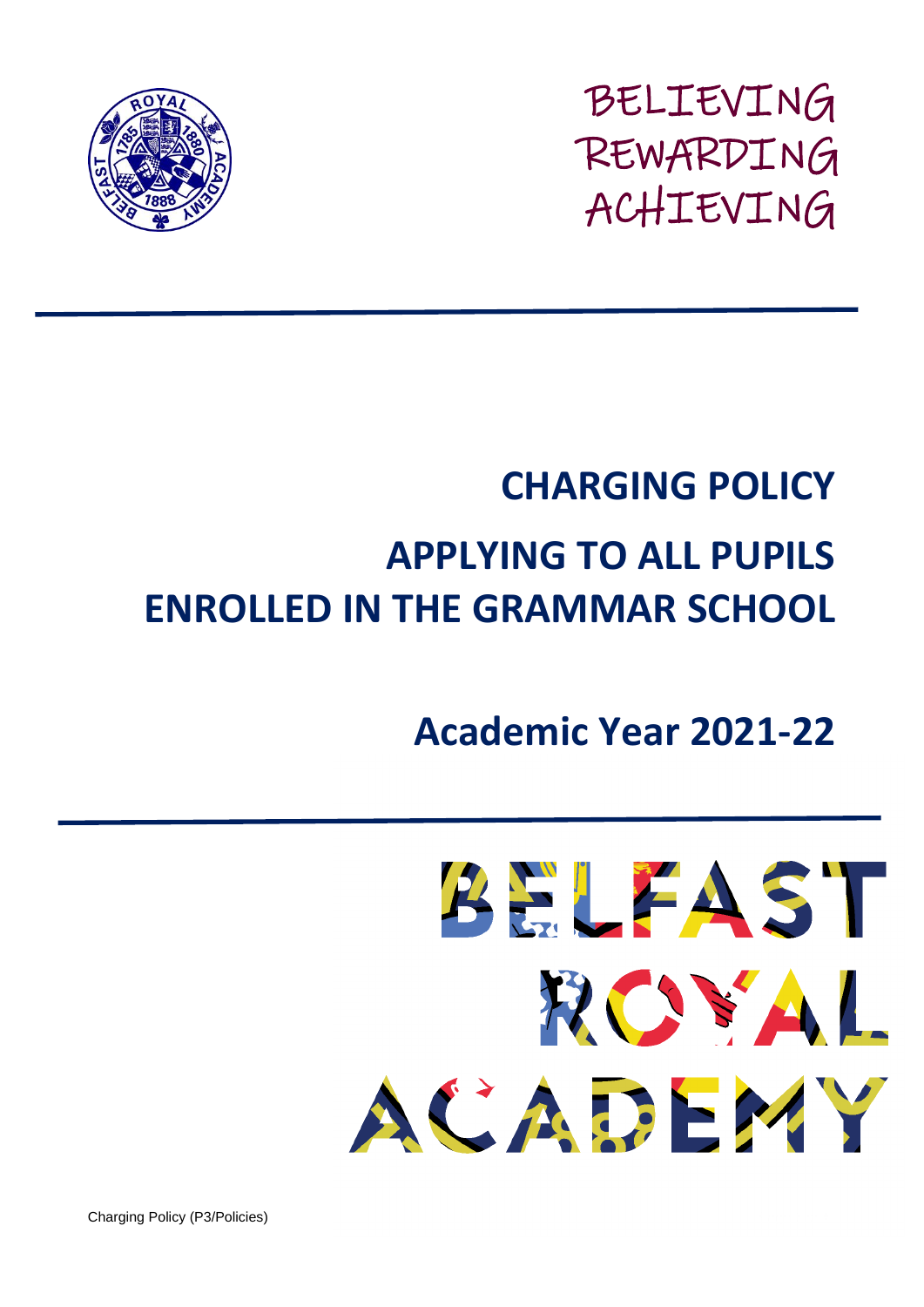BELIEVING
REWARDING
ACHIEVING

# CHARGING POLICY

# APPLYING TO ALL PUPILS ENROLLED IN THE GRAMMAR SCHOOL

## Academic Year 2021-22

BELFAST ROYAL ACADEMY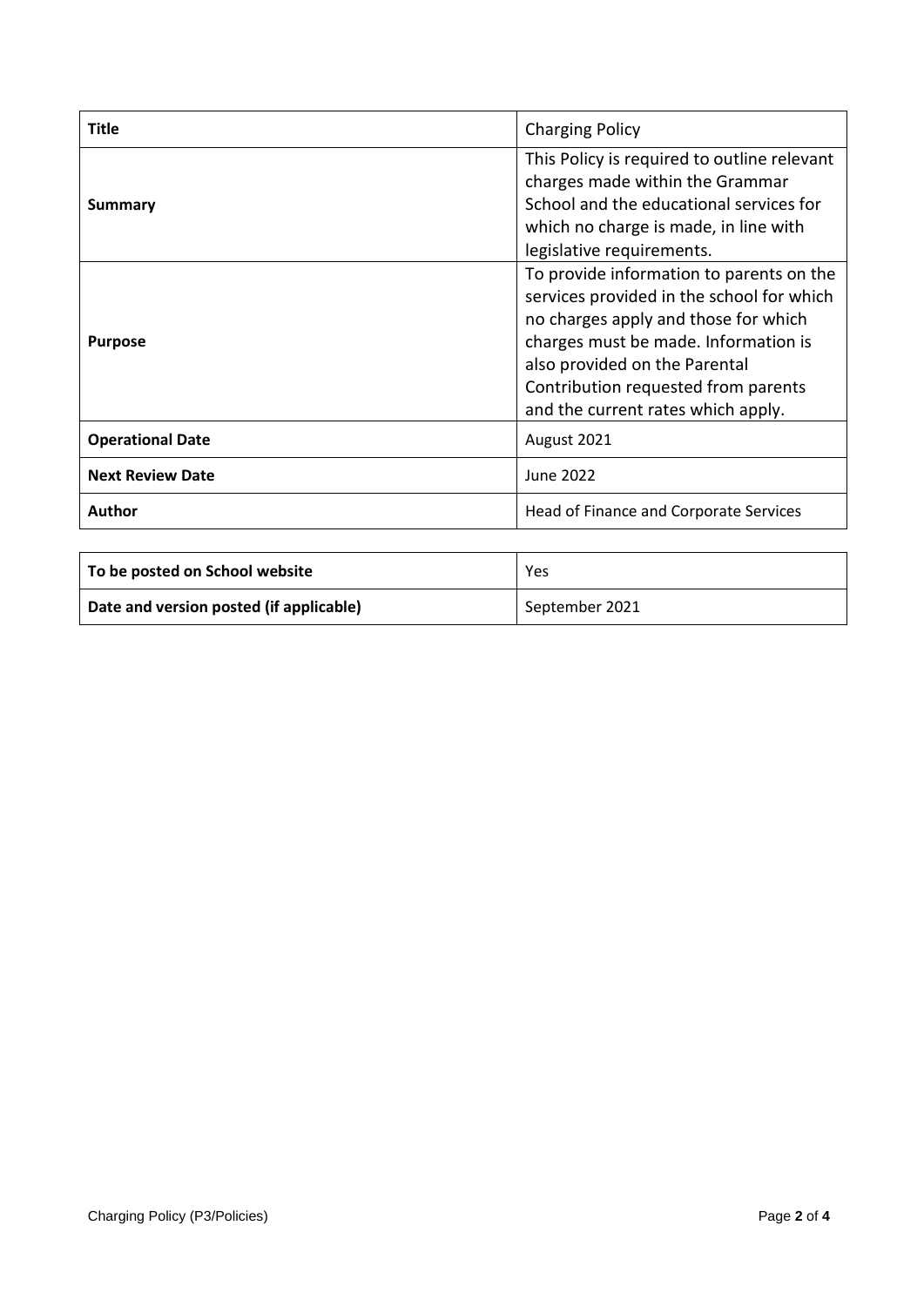| **Title** | Charging Policy |
| --- | --- |
| **Summary** | This Policy is required to outline relevant charges made within the Grammar School and the educational services for which no charge is made, in line with legislative requirements. |
| **Purpose** | To provide information to parents on the services provided in the school for which no charges apply and those for which charges must be made. Information is also provided on the Parental Contribution requested from parents and the current rates which apply. |
| **Operational Date** | August 2021 |
| **Next Review Date** | June 2022 |
| **Author** | Head of Finance and Corporate Services |

| **To be posted on School website** | Yes |
| --- | --- |
| **Date and version posted (if applicable)** | September 2021 |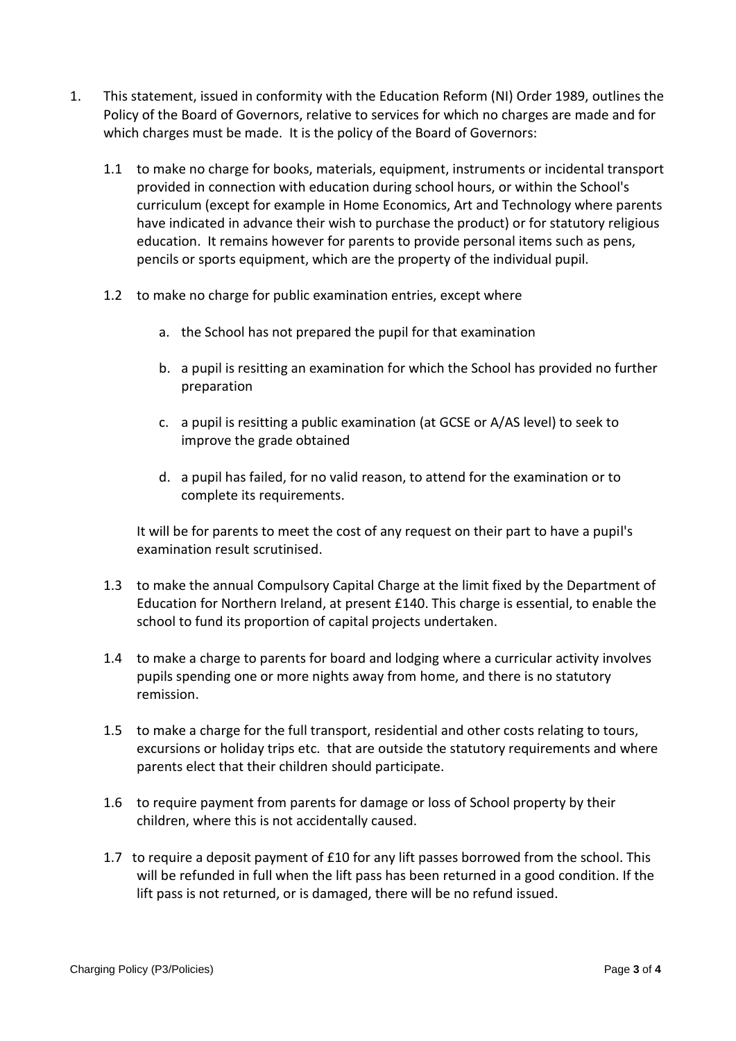1. This statement, issued in conformity with the Education Reform (NI) Order 1989, outlines the Policy of the Board of Governors, relative to services for which no charges are made and for which charges must be made. It is the policy of the Board of Governors:

   1.1 to make no charge for books, materials, equipment, instruments or incidental transport provided in connection with education during school hours, or within the School's curriculum (except for example in Home Economics, Art and Technology where parents have indicated in advance their wish to purchase the product) or for statutory religious education. It remains however for parents to provide personal items such as pens, pencils or sports equipment, which are the property of the individual pupil.

   1.2 to make no charge for public examination entries, except where

      a. the School has not prepared the pupil for that examination

      b. a pupil is resitting an examination for which the School has provided no further preparation

      c. a pupil is resitting a public examination (at GCSE or A/AS level) to seek to improve the grade obtained

      d. a pupil has failed, for no valid reason, to attend for the examination or to complete its requirements.

   It will be for parents to meet the cost of any request on their part to have a pupil's examination result scrutinised.

   1.3 to make the annual Compulsory Capital Charge at the limit fixed by the Department of Education for Northern Ireland, at present £140. This charge is essential, to enable the school to fund its proportion of capital projects undertaken.

   1.4 to make a charge to parents for board and lodging where a curricular activity involves pupils spending one or more nights away from home, and there is no statutory remission.

   1.5 to make a charge for the full transport, residential and other costs relating to tours, excursions or holiday trips etc. that are outside the statutory requirements and where parents elect that their children should participate.

   1.6 to require payment from parents for damage or loss of School property by their children, where this is not accidentally caused.

   1.7 to require a deposit payment of £10 for any lift passes borrowed from the school. This will be refunded in full when the lift pass has been returned in a good condition. If the lift pass is not returned, or is damaged, there will be no refund issued.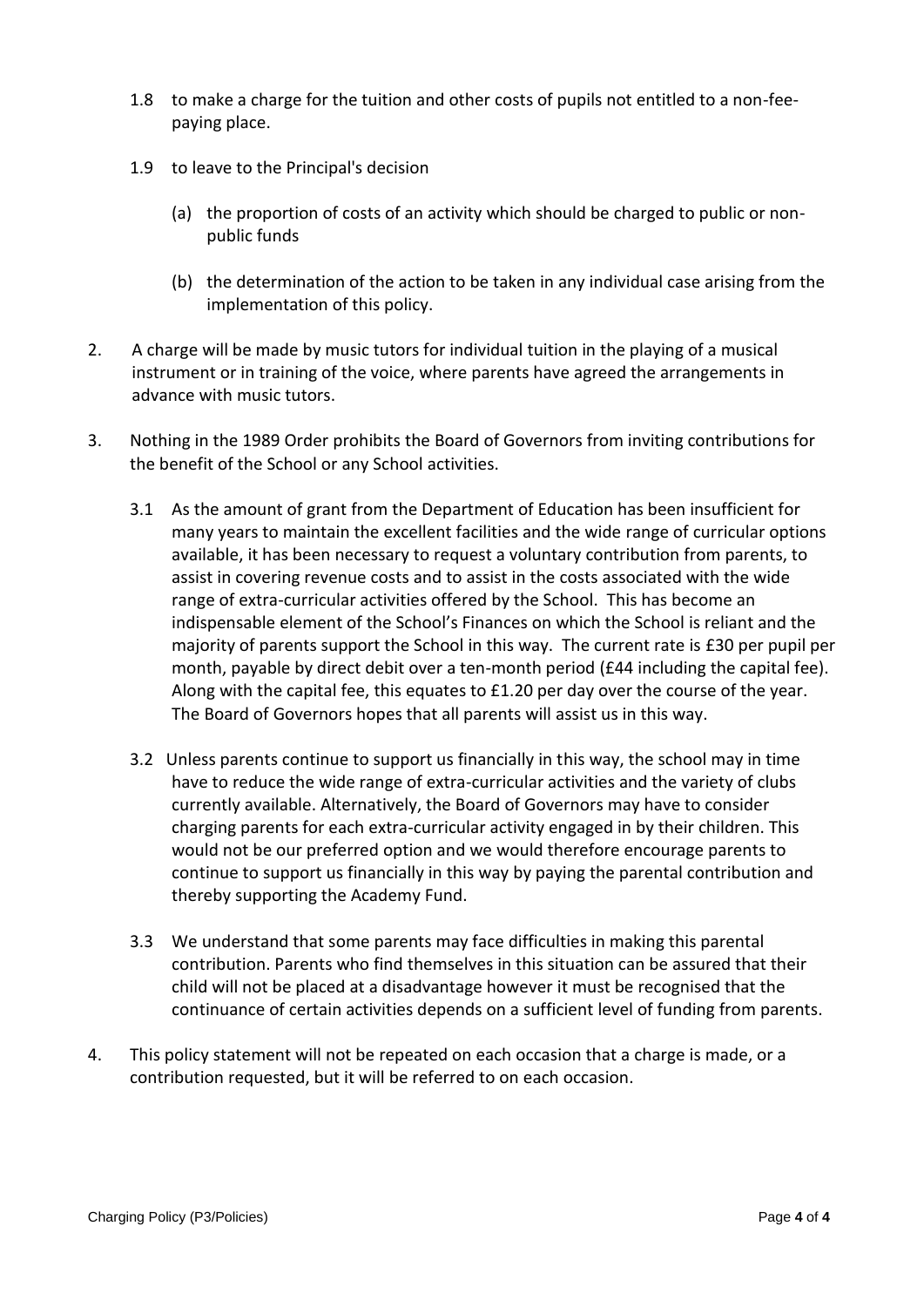1.8 to make a charge for the tuition and other costs of pupils not entitled to a non-fee-paying place.

1.9 to leave to the Principal's decision

   (a) the proportion of costs of an activity which should be charged to public or non-public funds

   (b) the determination of the action to be taken in any individual case arising from the implementation of this policy.

2. A charge will be made by music tutors for individual tuition in the playing of a musical instrument or in training of the voice, where parents have agreed the arrangements in advance with music tutors.

3. Nothing in the 1989 Order prohibits the Board of Governors from inviting contributions for the benefit of the School or any School activities.

   3.1 As the amount of grant from the Department of Education has been insufficient for many years to maintain the excellent facilities and the wide range of curricular options available, it has been necessary to request a voluntary contribution from parents, to assist in covering revenue costs and to assist in the costs associated with the wide range of extra-curricular activities offered by the School. This has become an indispensable element of the School's Finances on which the School is reliant and the majority of parents support the School in this way. The current rate is £30 per pupil per month, payable by direct debit over a ten-month period (£44 including the capital fee). Along with the capital fee, this equates to £1.20 per day over the course of the year. The Board of Governors hopes that all parents will assist us in this way.

   3.2 Unless parents continue to support us financially in this way, the school may in time have to reduce the wide range of extra-curricular activities and the variety of clubs currently available. Alternatively, the Board of Governors may have to consider charging parents for each extra-curricular activity engaged in by their children. This would not be our preferred option and we would therefore encourage parents to continue to support us financially in this way by paying the parental contribution and thereby supporting the Academy Fund.

   3.3 We understand that some parents may face difficulties in making this parental contribution. Parents who find themselves in this situation can be assured that their child will not be placed at a disadvantage however it must be recognised that the continuance of certain activities depends on a sufficient level of funding from parents.

4. This policy statement will not be repeated on each occasion that a charge is made, or a contribution requested, but it will be referred to on each occasion.